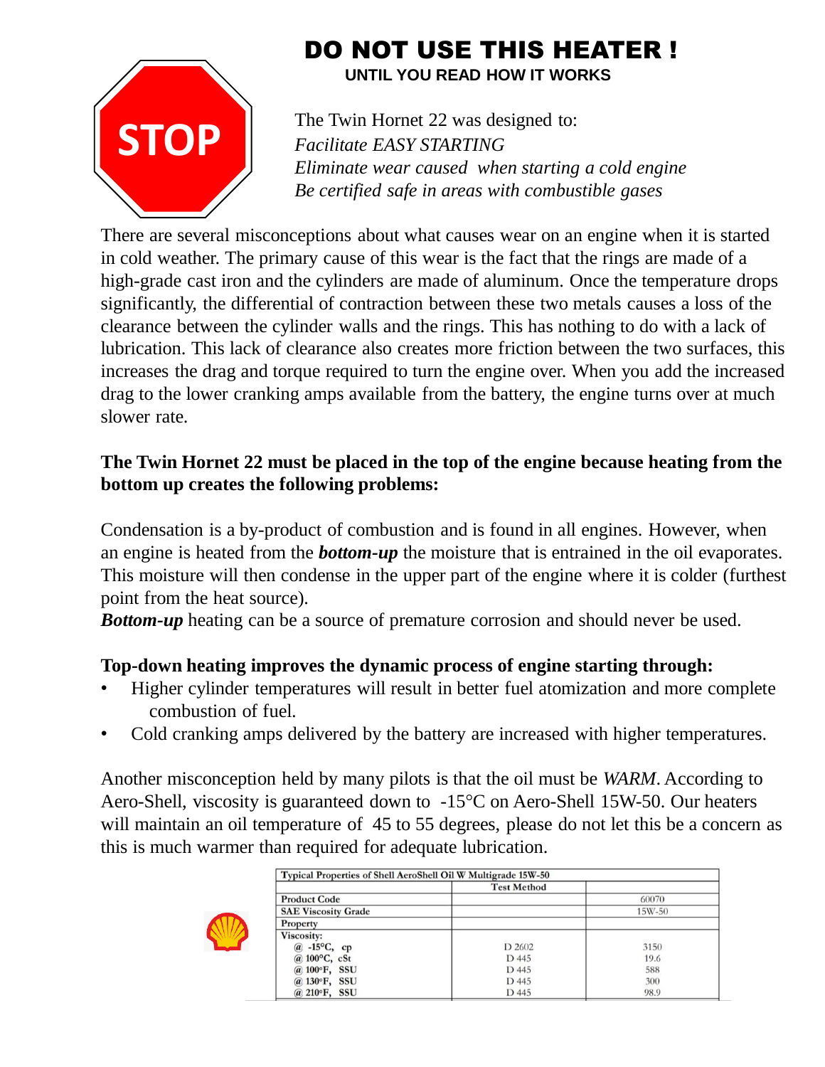# DO NOT USE THIS HEATER !

**UNTIL YOU READ HOW IT WORKS**

STOP

The Twin Hornet 22 was designed to:
*Facilitate EASY STARTING*
*Eliminate wear caused when starting a cold engine*
*Be certified safe in areas with combustible gases*

There are several misconceptions about what causes wear on an engine when it is started in cold weather. The primary cause of this wear is the fact that the rings are made of a high-grade cast iron and the cylinders are made of aluminum. Once the temperature drops significantly, the differential of contraction between these two metals causes a loss of the clearance between the cylinder walls and the rings. This has nothing to do with a lack of lubrication. This lack of clearance also creates more friction between the two surfaces, this increases the drag and torque required to turn the engine over. When you add the increased drag to the lower cranking amps available from the battery, the engine turns over at much slower rate.

**The Twin Hornet 22 must be placed in the top of the engine because heating from the bottom up creates the following problems:**

Condensation is a by-product of combustion and is found in all engines. However, when an engine is heated from the ***bottom-up*** the moisture that is entrained in the oil evaporates. This moisture will then condense in the upper part of the engine where it is colder (furthest point from the heat source).
***Bottom-up*** heating can be a source of premature corrosion and should never be used.

**Top-down heating improves the dynamic process of engine starting through:**

- Higher cylinder temperatures will result in better fuel atomization and more complete combustion of fuel.
- Cold cranking amps delivered by the battery are increased with higher temperatures.

Another misconception held by many pilots is that the oil must be *WARM*. According to Aero-Shell, viscosity is guaranteed down to -15°C on Aero-Shell 15W-50. Our heaters will maintain an oil temperature of 45 to 55 degrees, please do not let this be a concern as this is much warmer than required for adequate lubrication.

| Typical Properties of Shell AeroShell Oil W Multigrade 15W-50 | | |
|---|---|---|
| | Test Method | |
| Product Code | | 60070 |
| SAE Viscosity Grade | | 15W-50 |
| Property | | |
| Viscosity: | | |
| @ -15°C, cp | D 2602 | 3150 |
| @ 100°C, cSt | D 445 | 19.6 |
| @ 100°F, SSU | D 445 | 588 |
| @ 130°F, SSU | D 445 | 300 |
| @ 210°F, SSU | D 445 | 98.9 |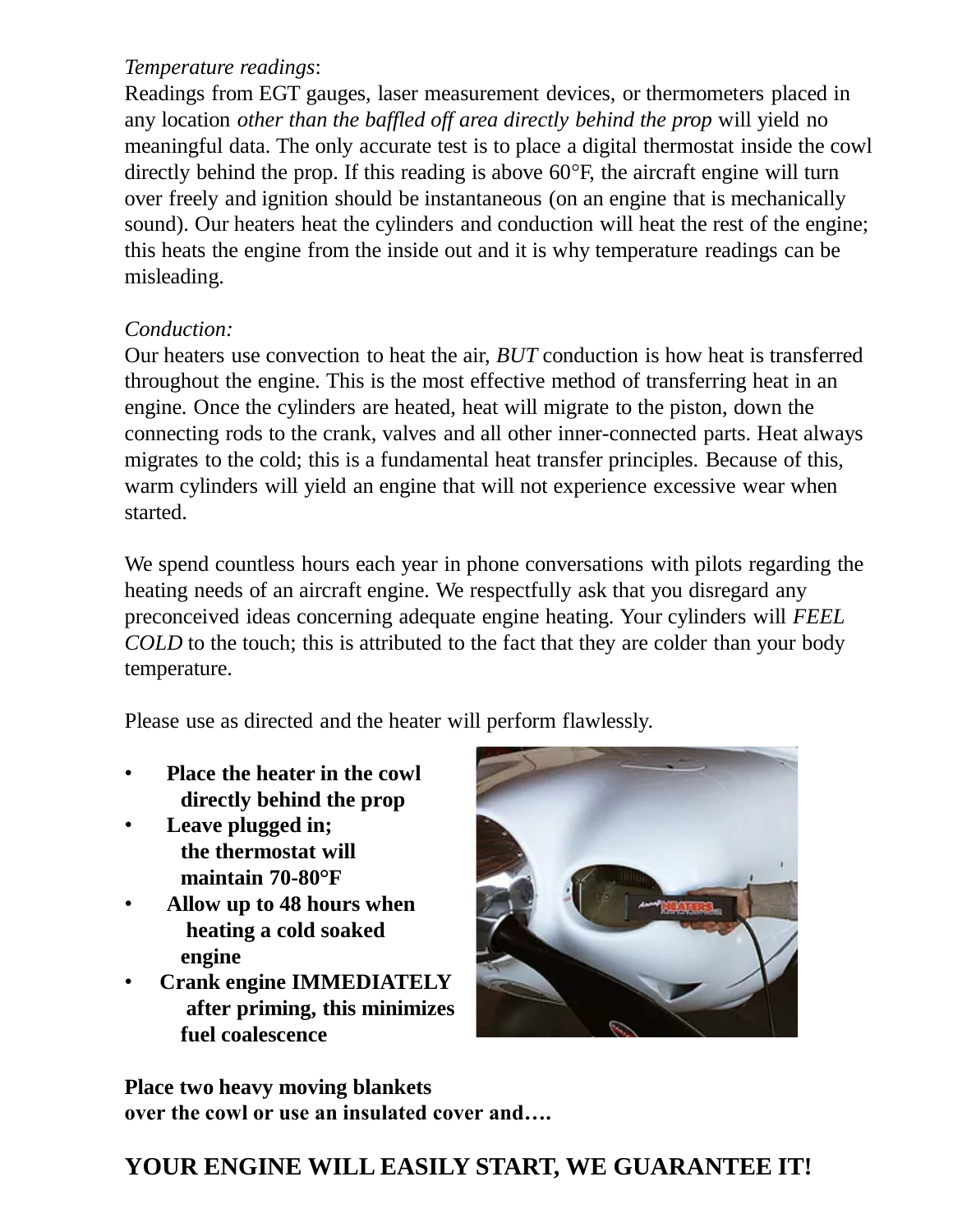*Temperature readings*:
Readings from EGT gauges, laser measurement devices, or thermometers placed in any location *other than the baffled off area directly behind the prop* will yield no meaningful data. The only accurate test is to place a digital thermostat inside the cowl directly behind the prop. If this reading is above 60°F, the aircraft engine will turn over freely and ignition should be instantaneous (on an engine that is mechanically sound). Our heaters heat the cylinders and conduction will heat the rest of the engine; this heats the engine from the inside out and it is why temperature readings can be misleading.

*Conduction:*
Our heaters use convection to heat the air, *BUT* conduction is how heat is transferred throughout the engine. This is the most effective method of transferring heat in an engine. Once the cylinders are heated, heat will migrate to the piston, down the connecting rods to the crank, valves and all other inner-connected parts. Heat always migrates to the cold; this is a fundamental heat transfer principles. Because of this, warm cylinders will yield an engine that will not experience excessive wear when started.

We spend countless hours each year in phone conversations with pilots regarding the heating needs of an aircraft engine. We respectfully ask that you disregard any preconceived ideas concerning adequate engine heating. Your cylinders will *FEEL COLD* to the touch; this is attributed to the fact that they are colder than your body temperature.

Please use as directed and the heater will perform flawlessly.

- **Place the heater in the cowl directly behind the prop**
- **Leave plugged in; the thermostat will maintain 70-80°F**
- **Allow up to 48 hours when heating a cold soaked engine**
- **Crank engine IMMEDIATELY after priming, this minimizes fuel coalescence**

**Place two heavy moving blankets over the cowl or use an insulated cover and….**

**YOUR ENGINE WILL EASILY START, WE GUARANTEE IT!**